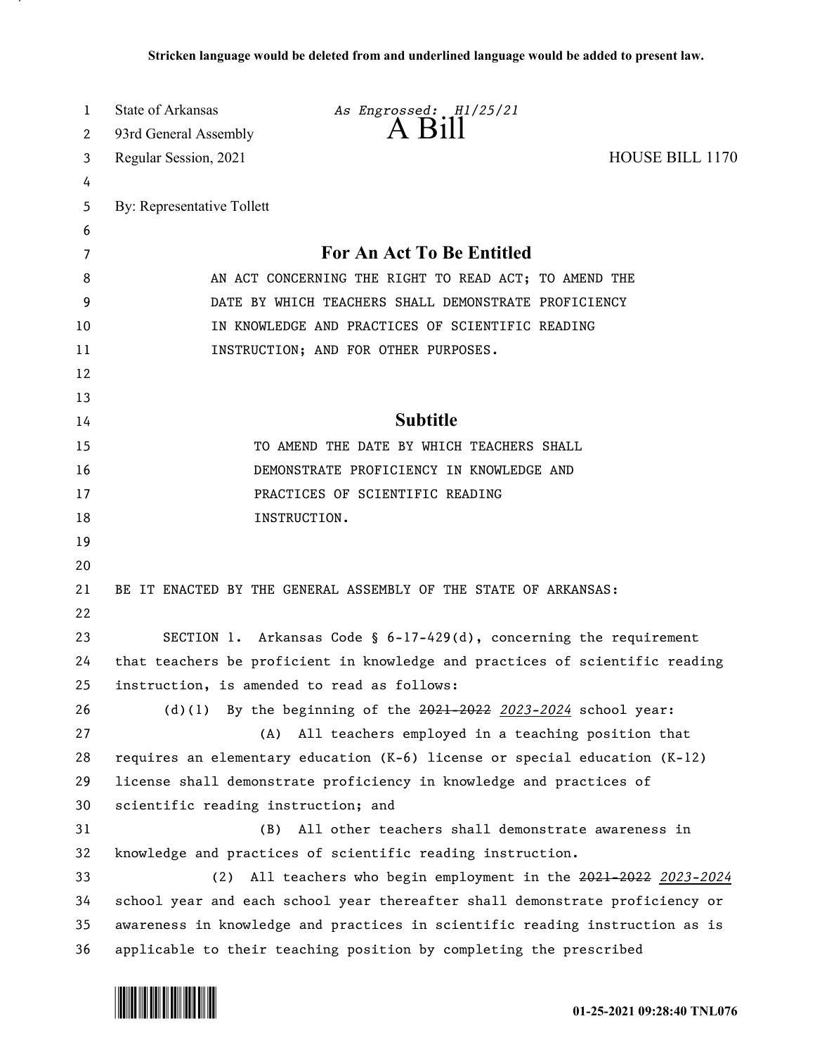Stricken language would be deleted from and underlined language would be added to present law.

State of Arkansas
93rd General Assembly
Regular Session, 2021

*As Engrossed: H1/25/21*

# A Bill

HOUSE BILL 1170

By: Representative Tollett

## For An Act To Be Entitled

AN ACT CONCERNING THE RIGHT TO READ ACT; TO AMEND THE DATE BY WHICH TEACHERS SHALL DEMONSTRATE PROFICIENCY IN KNOWLEDGE AND PRACTICES OF SCIENTIFIC READING INSTRUCTION; AND FOR OTHER PURPOSES.

## Subtitle

TO AMEND THE DATE BY WHICH TEACHERS SHALL DEMONSTRATE PROFICIENCY IN KNOWLEDGE AND PRACTICES OF SCIENTIFIC READING INSTRUCTION.

BE IT ENACTED BY THE GENERAL ASSEMBLY OF THE STATE OF ARKANSAS:

SECTION 1. Arkansas Code § 6-17-429(d), concerning the requirement that teachers be proficient in knowledge and practices of scientific reading instruction, is amended to read as follows:

(d)(1) By the beginning of the ~~2021-2022~~ *2023-2024* school year:

(A) All teachers employed in a teaching position that requires an elementary education (K-6) license or special education (K-12) license shall demonstrate proficiency in knowledge and practices of scientific reading instruction; and

(B) All other teachers shall demonstrate awareness in knowledge and practices of scientific reading instruction.

(2) All teachers who begin employment in the ~~2021-2022~~ *2023-2024* school year and each school year thereafter shall demonstrate proficiency or awareness in knowledge and practices in scientific reading instruction as is applicable to their teaching position by completing the prescribed

01-25-2021 09:28:40 TNL076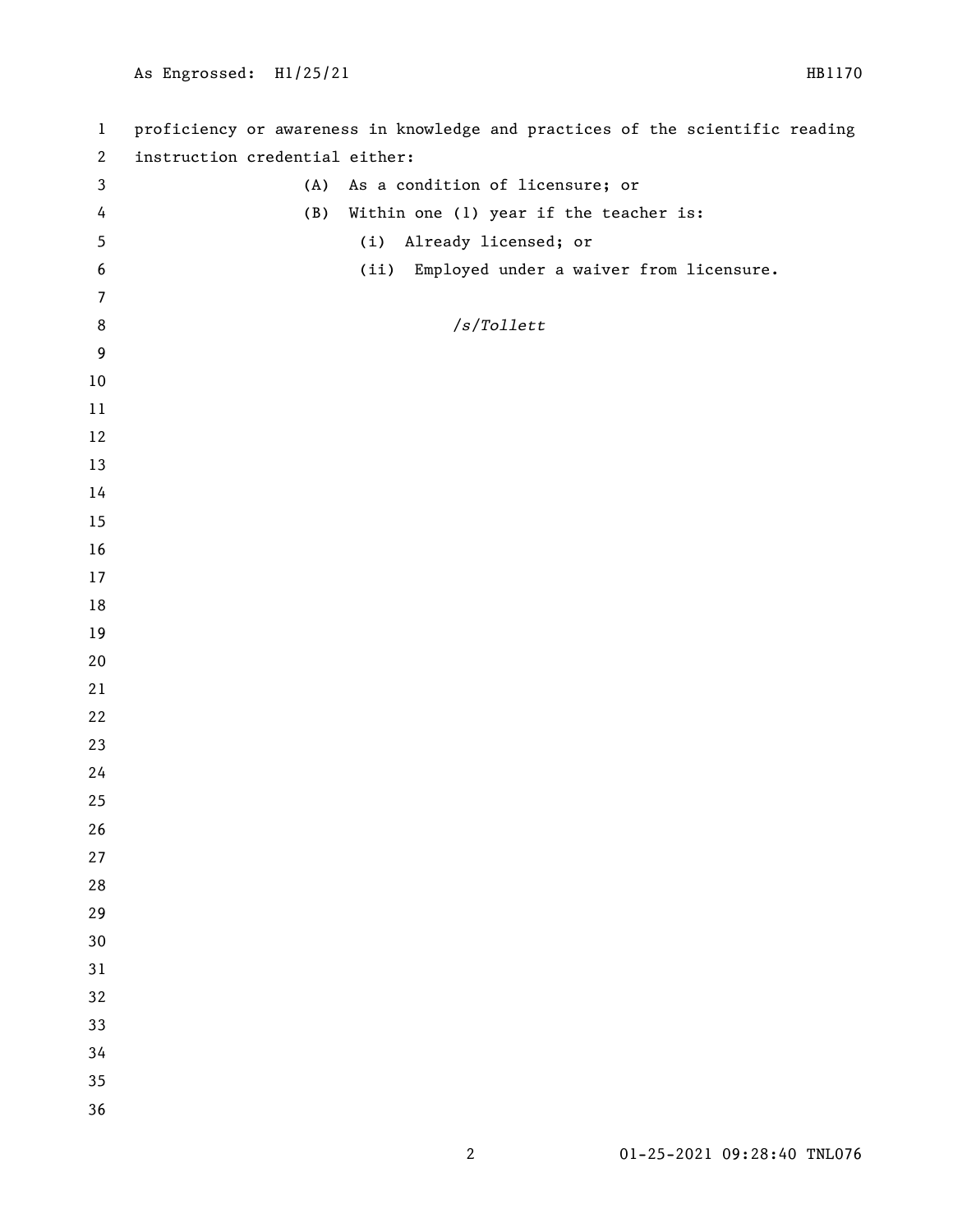proficiency or awareness in knowledge and practices of the scientific reading instruction credential either:

(A) As a condition of licensure; or

(B) Within one (1) year if the teacher is:

(i) Already licensed; or

(ii) Employed under a waiver from licensure.

*/s/Tollett*